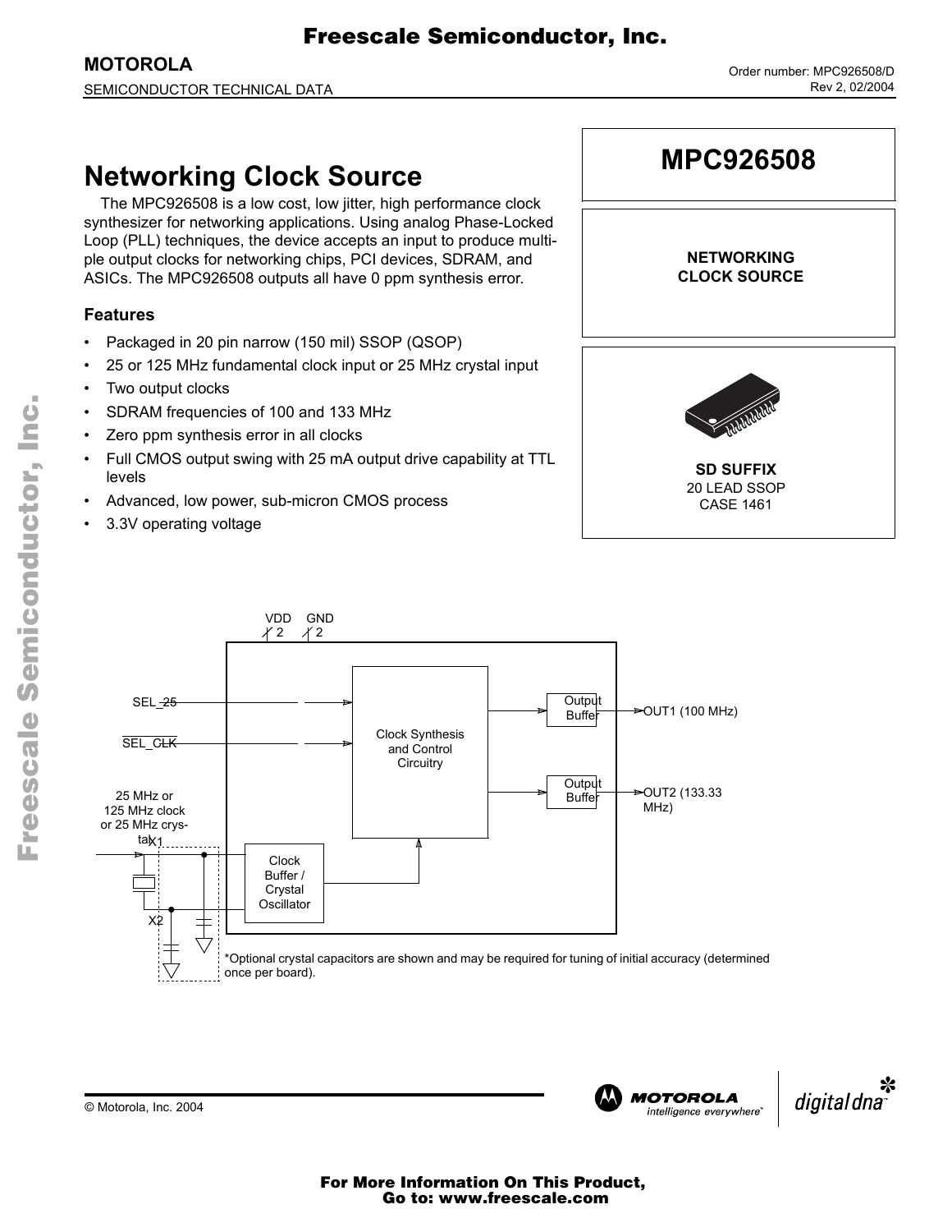# MPC926508

**NETWORKING CLOCK SOURCE**

**SD SUFFIX**
20 LEAD SSOP
CASE 1461

## Networking Clock Source

The MPC926508 is a low cost, low jitter, high performance clock synthesizer for networking applications. Using analog Phase-Locked Loop (PLL) techniques, the device accepts an input to produce multiple output clocks for networking chips, PCI devices, SDRAM, and ASICs. The MPC926508 outputs all have 0 ppm synthesis error.

### Features

- Packaged in 20 pin narrow (150 mil) SSOP (QSOP)
- 25 or 125 MHz fundamental clock input or 25 MHz crystal input
- Two output clocks
- SDRAM frequencies of 100 and 133 MHz
- Zero ppm synthesis error in all clocks
- Full CMOS output swing with 25 mA output drive capability at TTL levels
- Advanced, low power, sub-micron CMOS process
- 3.3V operating voltage

VDD 2, GND 2

SEL_25

SEL_CLK

25 MHz or 125 MHz clock or 25 MHz crystal

X1

X2

Clock Buffer / Crystal Oscillator

Clock Synthesis and Control Circuitry

Output Buffer → OUT1 (100 MHz)

Output Buffer → OUT2 (133.33 MHz)

*Optional crystal capacitors are shown and may be required for tuning of initial accuracy (determined once per board).

© Motorola, Inc. 2004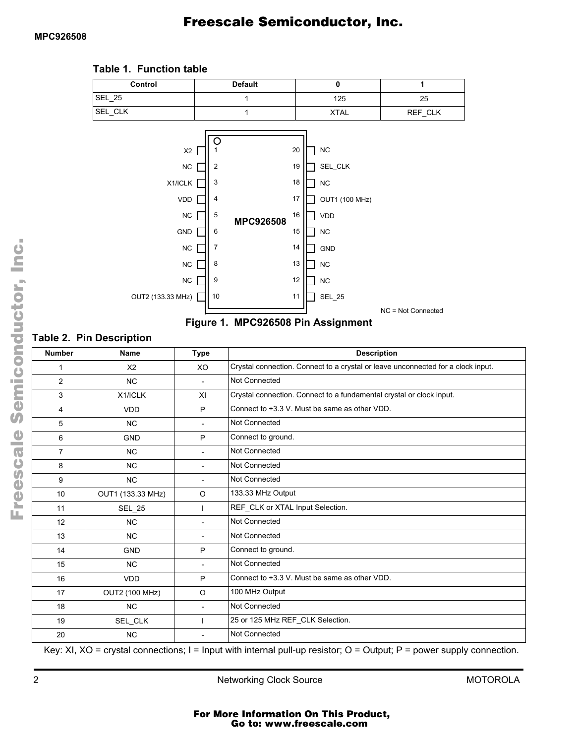**Table 1. Function table**

| Control | Default | 0 | 1 |
|---|---|---|---|
| SEL_25 | 1 | 125 | 25 |
| SEL_CLK | 1 | XTAL | REF_CLK |

| Pin | Name | Pin | Name |
|---|---|---|---|
| 1 | X2 | 20 | NC |
| 2 | NC | 19 | SEL_CLK |
| 3 | X1/ICLK | 18 | NC |
| 4 | VDD | 17 | OUT1 (100 MHz) |
| 5 | NC | 16 | VDD |
| 6 | GND | 15 | NC |
| 7 | NC | 14 | GND |
| 8 | NC | 13 | NC |
| 9 | NC | 12 | NC |
| 10 | OUT2 (133.33 MHz) | 11 | SEL_25 |

NC = Not Connected

**Figure 1. MPC926508 Pin Assignment**

**Table 2. Pin Description**

| Number | Name | Type | Description |
|---|---|---|---|
| 1 | X2 | XO | Crystal connection. Connect to a crystal or leave unconnected for a clock input. |
| 2 | NC | - | Not Connected |
| 3 | X1/ICLK | XI | Crystal connection. Connect to a fundamental crystal or clock input. |
| 4 | VDD | P | Connect to +3.3 V. Must be same as other VDD. |
| 5 | NC | - | Not Connected |
| 6 | GND | P | Connect to ground. |
| 7 | NC | - | Not Connected |
| 8 | NC | - | Not Connected |
| 9 | NC | - | Not Connected |
| 10 | OUT1 (133.33 MHz) | O | 133.33 MHz Output |
| 11 | SEL_25 | I | REF_CLK or XTAL Input Selection. |
| 12 | NC | - | Not Connected |
| 13 | NC | - | Not Connected |
| 14 | GND | P | Connect to ground. |
| 15 | NC | - | Not Connected |
| 16 | VDD | P | Connect to +3.3 V. Must be same as other VDD. |
| 17 | OUT2 (100 MHz) | O | 100 MHz Output |
| 18 | NC | - | Not Connected |
| 19 | SEL_CLK | I | 25 or 125 MHz REF_CLK Selection. |
| 20 | NC | - | Not Connected |

Key: XI, XO = crystal connections; I = Input with internal pull-up resistor; O = Output; P = power supply connection.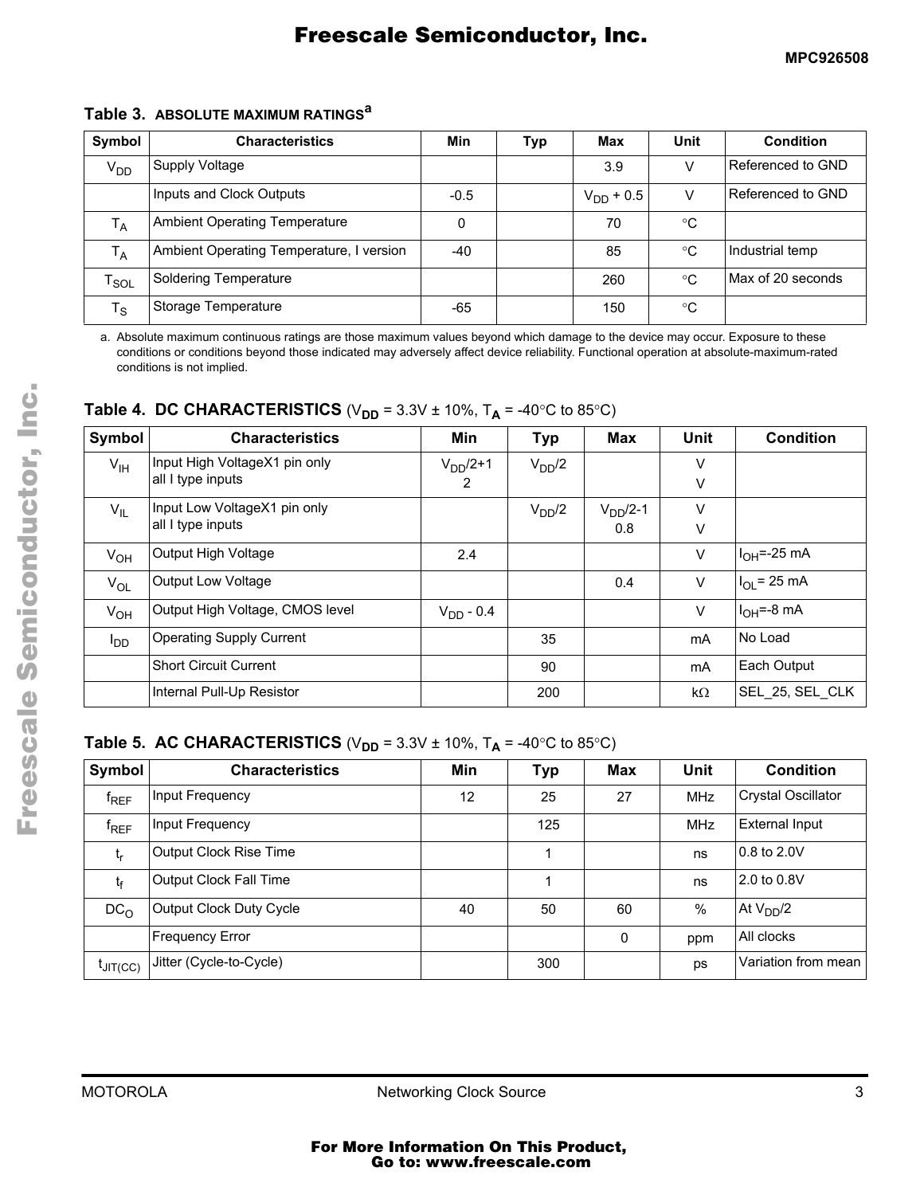**Table 3. ABSOLUTE MAXIMUM RATINGS**[a]

| Symbol | Characteristics | Min | Typ | Max | Unit | Condition |
|---|---|---|---|---|---|---|
| $V_{DD}$ | Supply Voltage | | | 3.9 | V | Referenced to GND |
| | Inputs and Clock Outputs | -0.5 | | $V_{DD}$ + 0.5 | V | Referenced to GND |
| $T_A$ | Ambient Operating Temperature | 0 | | 70 | °C | |
| $T_A$ | Ambient Operating Temperature, I version | -40 | | 85 | °C | Industrial temp |
| $T_{SOL}$ | Soldering Temperature | | | 260 | °C | Max of 20 seconds |
| $T_S$ | Storage Temperature | -65 | | 150 | °C | |

a. Absolute maximum continuous ratings are those maximum values beyond which damage to the device may occur. Exposure to these conditions or conditions beyond those indicated may adversely affect device reliability. Functional operation at absolute-maximum-rated conditions is not implied.

**Table 4. DC CHARACTERISTICS** ($V_{DD}$ = 3.3V ± 10%, $T_A$ = -40°C to 85°C)

| Symbol | Characteristics | Min | Typ | Max | Unit | Condition |
|---|---|---|---|---|---|---|
| $V_{IH}$ | Input High VoltageX1 pin only<br>all I type inputs | $V_{DD}$/2+1<br>2 | $V_{DD}$/2 | | V<br>V | |
| $V_{IL}$ | Input Low VoltageX1 pin only<br>all I type inputs | | $V_{DD}$/2 | $V_{DD}$/2-1<br>0.8 | V<br>V | |
| $V_{OH}$ | Output High Voltage | 2.4 | | | V | $I_{OH}$=-25 mA |
| $V_{OL}$ | Output Low Voltage | | | 0.4 | V | $I_{OL}$= 25 mA |
| $V_{OH}$ | Output High Voltage, CMOS level | $V_{DD}$ - 0.4 | | | V | $I_{OH}$=-8 mA |
| $I_{DD}$ | Operating Supply Current | | 35 | | mA | No Load |
| | Short Circuit Current | | 90 | | mA | Each Output |
| | Internal Pull-Up Resistor | | 200 | | kΩ | SEL_25, SEL_CLK |

**Table 5. AC CHARACTERISTICS** ($V_{DD}$ = 3.3V ± 10%, $T_A$ = -40°C to 85°C)

| Symbol | Characteristics | Min | Typ | Max | Unit | Condition |
|---|---|---|---|---|---|---|
| $f_{REF}$ | Input Frequency | 12 | 25 | 27 | MHz | Crystal Oscillator |
| $f_{REF}$ | Input Frequency | | 125 | | MHz | External Input |
| $t_r$ | Output Clock Rise Time | | 1 | | ns | 0.8 to 2.0V |
| $t_f$ | Output Clock Fall Time | | 1 | | ns | 2.0 to 0.8V |
| $DC_O$ | Output Clock Duty Cycle | 40 | 50 | 60 | % | At $V_{DD}$/2 |
| | Frequency Error | | | 0 | ppm | All clocks |
| $t_{JIT(CC)}$ | Jitter (Cycle-to-Cycle) | | 300 | | ps | Variation from mean |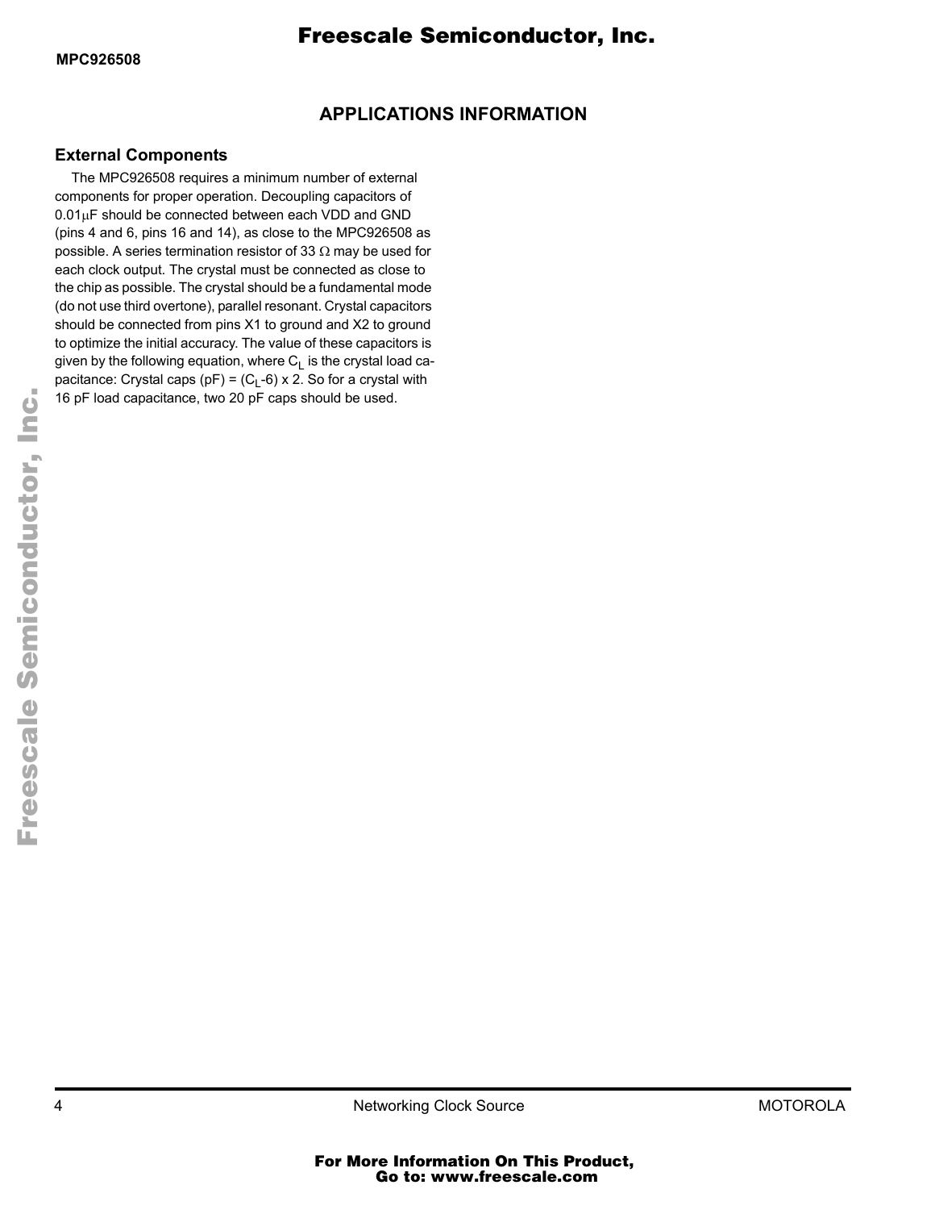## APPLICATIONS INFORMATION

### External Components

The MPC926508 requires a minimum number of external components for proper operation. Decoupling capacitors of 0.01μF should be connected between each VDD and GND (pins 4 and 6, pins 16 and 14), as close to the MPC926508 as possible. A series termination resistor of 33 Ω may be used for each clock output. The crystal must be connected as close to the chip as possible. The crystal should be a fundamental mode (do not use third overtone), parallel resonant. Crystal capacitors should be connected from pins X1 to ground and X2 to ground to optimize the initial accuracy. The value of these capacitors is given by the following equation, where $C_L$ is the crystal load capacitance: Crystal caps (pF) = $(C_L\text{-}6) \times 2$. So for a crystal with 16 pF load capacitance, two 20 pF caps should be used.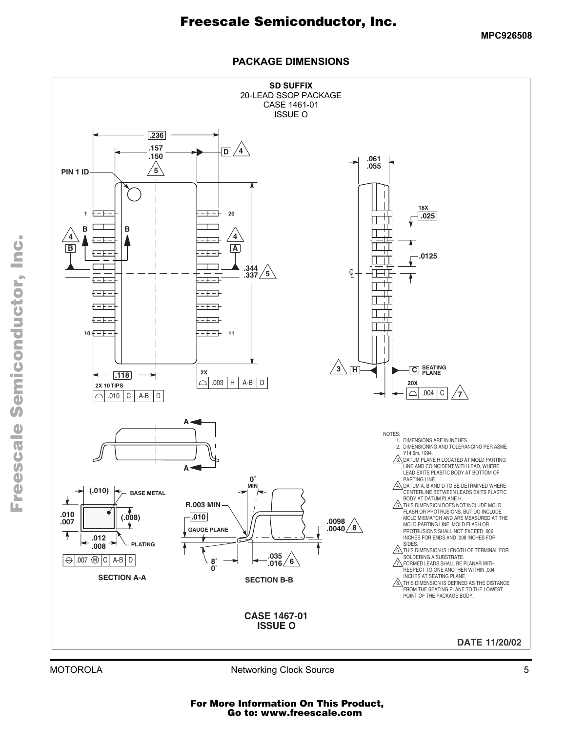## PACKAGE DIMENSIONS

**SD SUFFIX**
20-LEAD SSOP PACKAGE
CASE 1461-01
ISSUE O

PIN 1 ID

.236

.157
.150

.061
.055

18X .025

.0125

.344
.337

.118

2X 10 TIPS

2X

SEATING PLANE

20X

SECTION A-A

(.010) BASE METAL

.010
.007

(.008)

.012
.008

PLATING

.007 Ⓜ C A-B D

SECTION B-B

0° MIN

R.003 MIN

.010

GAUGE PLANE

.0098
.0040

8°
0°

.035
.016

NOTES:

1. DIMENSIONS ARE IN INCHES.
2. DIMENSIONING AND TOLERANCING PER ASME Y14.5m, 1994.
3. DATUM PLANE H LOCATED AT MOLD PARTING LINE AND COINCIDENT WITH LEAD, WHERE LEAD EXITS PLASTIC BODY AT BOTTOM OF PARTING LINE.
4. DATUM A, B AND D TO BE DETRMINED WHERE CENTERLINE BETWEEN LEADS EXITS PLASTIC BODY AT DATUM PLANE H.
5. THIS DIMENSION DOES NOT INCLUDE MOLD FLASH OR PROTRUSIONS, BUT DO INCLUDE MOLD MISMATCH AND ARE MEASURED AT THE MOLD PARTING LINE. MOLD FLASH OR PROTRUSIONS SHALL NOT EXCEED .006 INCHES FOR ENDS AND .008 INCHES FOR SIDES.
6. THIS DIMENSION IS LENGTH OF TERMINAL FOR SOLDERING A SUBSTRATE.
7. FORMED LEADS SHALL BE PLANAR WITH RESPECT TO ONE ANOTHER WITHIN .004 INCHES AT SEATING PLANE.
8. THIS DIMENSION IS DEFINED AS THE DISTANCE FROM THE SEATING PLANE TO THE LOWEST POINT OF THE PACKAGE BODY.

**CASE 1467-01**
**ISSUE O**

**DATE 11/20/02**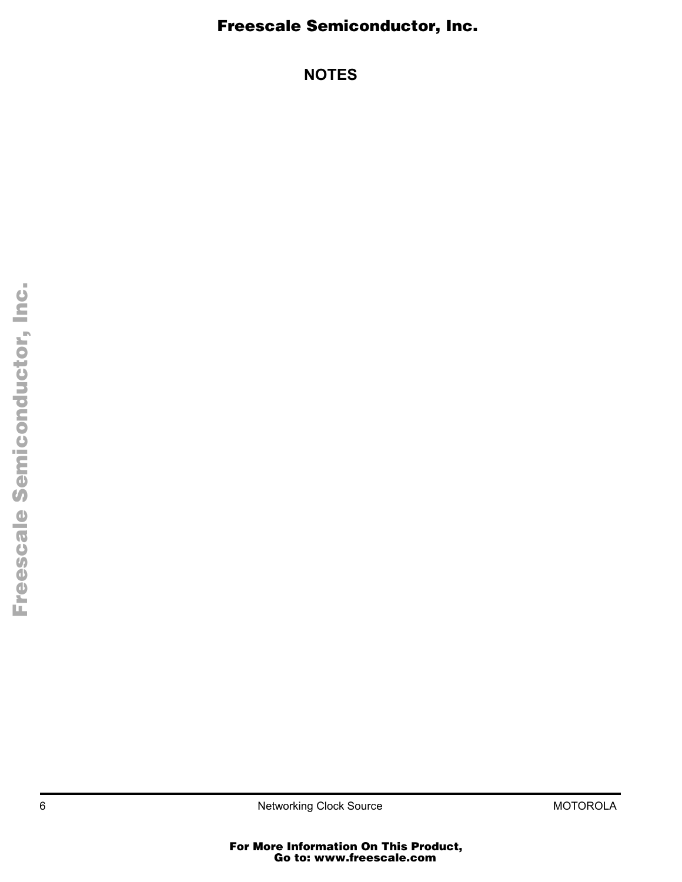## NOTES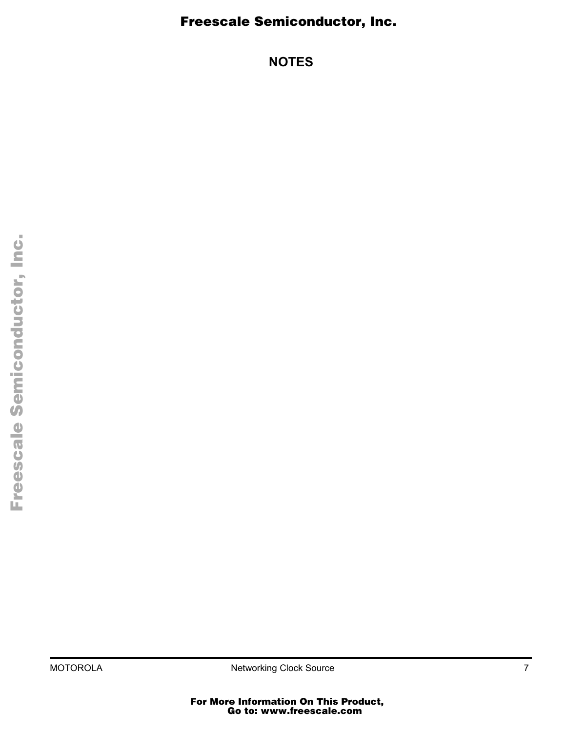# NOTES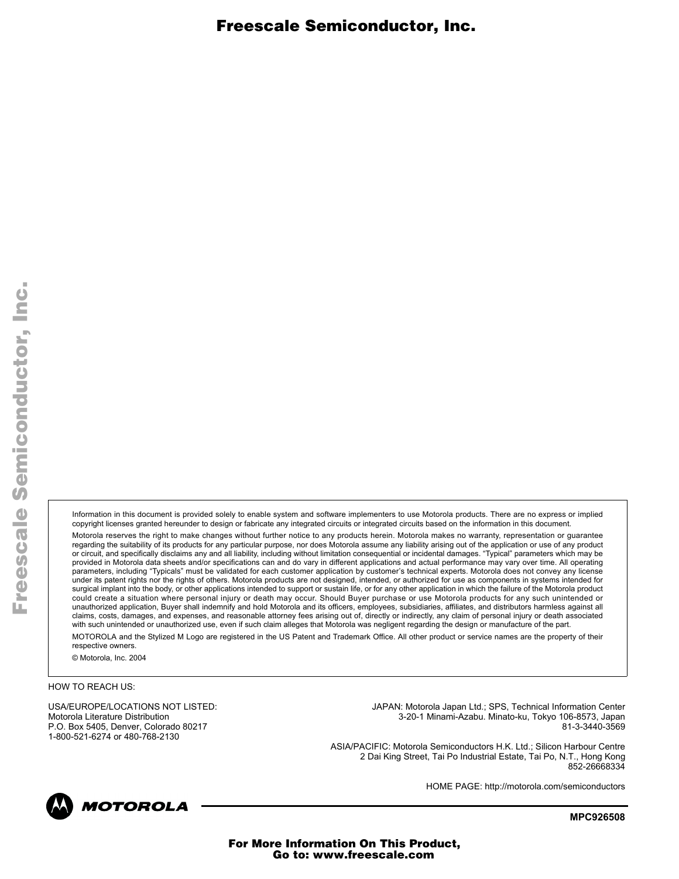Information in this document is provided solely to enable system and software implementers to use Motorola products. There are no express or implied copyright licenses granted hereunder to design or fabricate any integrated circuits or integrated circuits based on the information in this document.

Motorola reserves the right to make changes without further notice to any products herein. Motorola makes no warranty, representation or guarantee regarding the suitability of its products for any particular purpose, nor does Motorola assume any liability arising out of the application or use of any product or circuit, and specifically disclaims any and all liability, including without limitation consequential or incidental damages. “Typical” parameters which may be provided in Motorola data sheets and/or specifications can and do vary in different applications and actual performance may vary over time. All operating parameters, including “Typicals” must be validated for each customer application by customer’s technical experts. Motorola does not convey any license under its patent rights nor the rights of others. Motorola products are not designed, intended, or authorized for use as components in systems intended for surgical implant into the body, or other applications intended to support or sustain life, or for any other application in which the failure of the Motorola product could create a situation where personal injury or death may occur. Should Buyer purchase or use Motorola products for any such unintended or unauthorized application, Buyer shall indemnify and hold Motorola and its officers, employees, subsidiaries, affiliates, and distributors harmless against all claims, costs, damages, and expenses, and reasonable attorney fees arising out of, directly or indirectly, any claim of personal injury or death associated with such unintended or unauthorized use, even if such claim alleges that Motorola was negligent regarding the design or manufacture of the part.

MOTOROLA and the Stylized M Logo are registered in the US Patent and Trademark Office. All other product or service names are the property of their respective owners.

© Motorola, Inc. 2004

HOW TO REACH US:

USA/EUROPE/LOCATIONS NOT LISTED:
Motorola Literature Distribution
P.O. Box 5405, Denver, Colorado 80217
1-800-521-6274 or 480-768-2130

JAPAN: Motorola Japan Ltd.; SPS, Technical Information Center
3-20-1 Minami-Azabu. Minato-ku, Tokyo 106-8573, Japan
81-3-3440-3569

ASIA/PACIFIC: Motorola Semiconductors H.K. Ltd.; Silicon Harbour Centre
2 Dai King Street, Tai Po Industrial Estate, Tai Po, N.T., Hong Kong
852-26668334

HOME PAGE: http://motorola.com/semiconductors

MOTOROLA

MPC926508